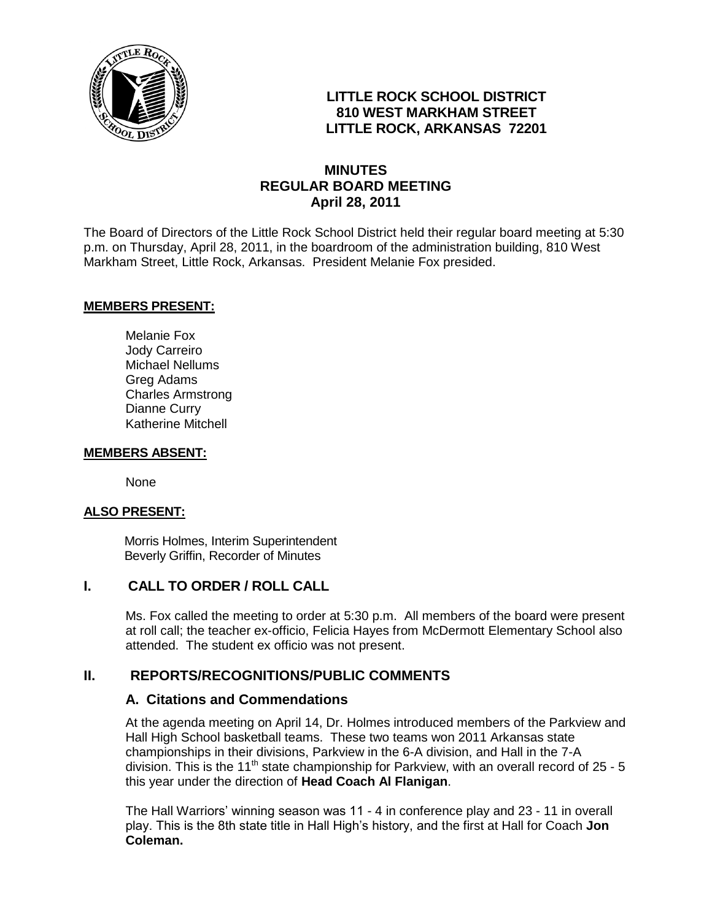**LITTLE ROCK SCHOOL DISTRICT**
**810 WEST MARKHAM STREET**
**LITTLE ROCK, ARKANSAS 72201**

# MINUTES
## REGULAR BOARD MEETING
### April 28, 2011

The Board of Directors of the Little Rock School District held their regular board meeting at 5:30 p.m. on Thursday, April 28, 2011, in the boardroom of the administration building, 810 West Markham Street, Little Rock, Arkansas. President Melanie Fox presided.

**MEMBERS PRESENT:**

Melanie Fox
Jody Carreiro
Michael Nellums
Greg Adams
Charles Armstrong
Dianne Curry
Katherine Mitchell

**MEMBERS ABSENT:**

None

**ALSO PRESENT:**

Morris Holmes, Interim Superintendent
Beverly Griffin, Recorder of Minutes

## I. CALL TO ORDER / ROLL CALL

Ms. Fox called the meeting to order at 5:30 p.m. All members of the board were present at roll call; the teacher ex-officio, Felicia Hayes from McDermott Elementary School also attended. The student ex officio was not present.

## II. REPORTS/RECOGNITIONS/PUBLIC COMMENTS

### A. Citations and Commendations

At the agenda meeting on April 14, Dr. Holmes introduced members of the Parkview and Hall High School basketball teams. These two teams won 2011 Arkansas state championships in their divisions, Parkview in the 6-A division, and Hall in the 7-A division. This is the 11th state championship for Parkview, with an overall record of 25 - 5 this year under the direction of **Head Coach Al Flanigan**.

The Hall Warriors' winning season was 11 - 4 in conference play and 23 - 11 in overall play. This is the 8th state title in Hall High's history, and the first at Hall for Coach **Jon Coleman.**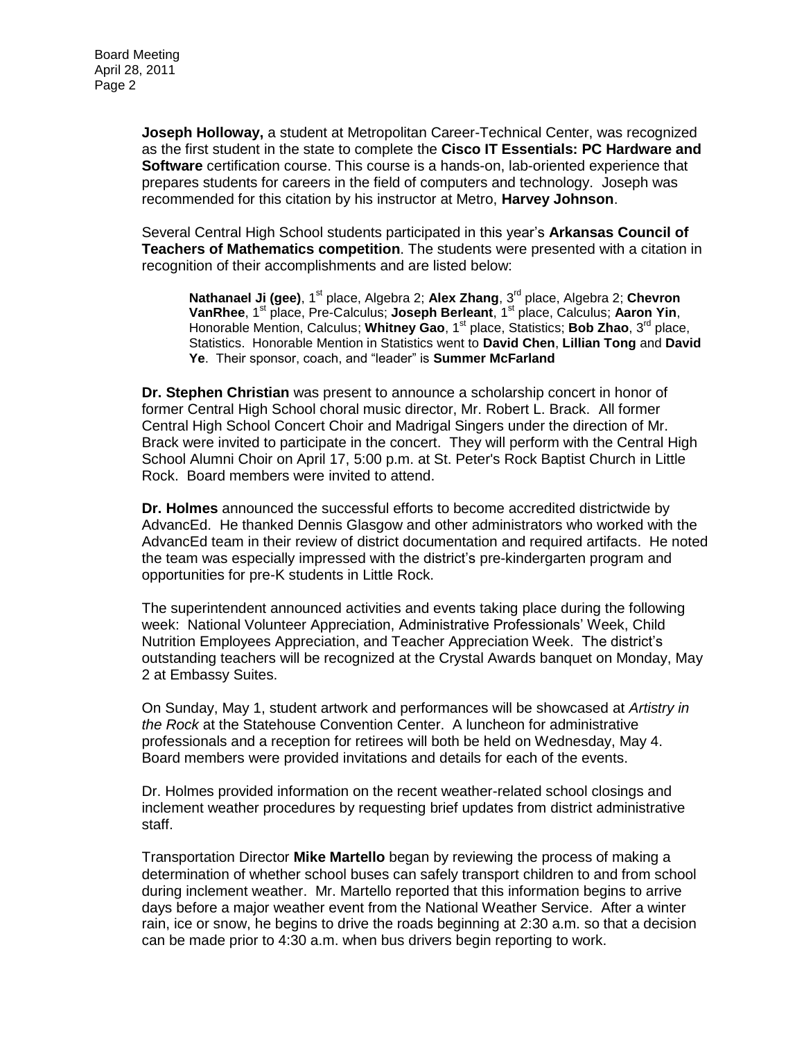**Joseph Holloway,** a student at Metropolitan Career-Technical Center, was recognized as the first student in the state to complete the **Cisco IT Essentials: PC Hardware and Software** certification course. This course is a hands-on, lab-oriented experience that prepares students for careers in the field of computers and technology. Joseph was recommended for this citation by his instructor at Metro, **Harvey Johnson**.

Several Central High School students participated in this year's **Arkansas Council of Teachers of Mathematics competition**. The students were presented with a citation in recognition of their accomplishments and are listed below:

> **Nathanael Ji (gee)**, 1st place, Algebra 2; **Alex Zhang**, 3rd place, Algebra 2; **Chevron VanRhee**, 1st place, Pre-Calculus; **Joseph Berleant**, 1st place, Calculus; **Aaron Yin**, Honorable Mention, Calculus; **Whitney Gao**, 1st place, Statistics; **Bob Zhao**, 3rd place, Statistics. Honorable Mention in Statistics went to **David Chen**, **Lillian Tong** and **David Ye**. Their sponsor, coach, and "leader" is **Summer McFarland**

**Dr. Stephen Christian** was present to announce a scholarship concert in honor of former Central High School choral music director, Mr. Robert L. Brack. All former Central High School Concert Choir and Madrigal Singers under the direction of Mr. Brack were invited to participate in the concert. They will perform with the Central High School Alumni Choir on April 17, 5:00 p.m. at St. Peter's Rock Baptist Church in Little Rock. Board members were invited to attend.

**Dr. Holmes** announced the successful efforts to become accredited districtwide by AdvancEd. He thanked Dennis Glasgow and other administrators who worked with the AdvancEd team in their review of district documentation and required artifacts. He noted the team was especially impressed with the district's pre-kindergarten program and opportunities for pre-K students in Little Rock.

The superintendent announced activities and events taking place during the following week: National Volunteer Appreciation, Administrative Professionals' Week, Child Nutrition Employees Appreciation, and Teacher Appreciation Week. The district's outstanding teachers will be recognized at the Crystal Awards banquet on Monday, May 2 at Embassy Suites.

On Sunday, May 1, student artwork and performances will be showcased at *Artistry in the Rock* at the Statehouse Convention Center. A luncheon for administrative professionals and a reception for retirees will both be held on Wednesday, May 4. Board members were provided invitations and details for each of the events.

Dr. Holmes provided information on the recent weather-related school closings and inclement weather procedures by requesting brief updates from district administrative staff.

Transportation Director **Mike Martello** began by reviewing the process of making a determination of whether school buses can safely transport children to and from school during inclement weather. Mr. Martello reported that this information begins to arrive days before a major weather event from the National Weather Service. After a winter rain, ice or snow, he begins to drive the roads beginning at 2:30 a.m. so that a decision can be made prior to 4:30 a.m. when bus drivers begin reporting to work.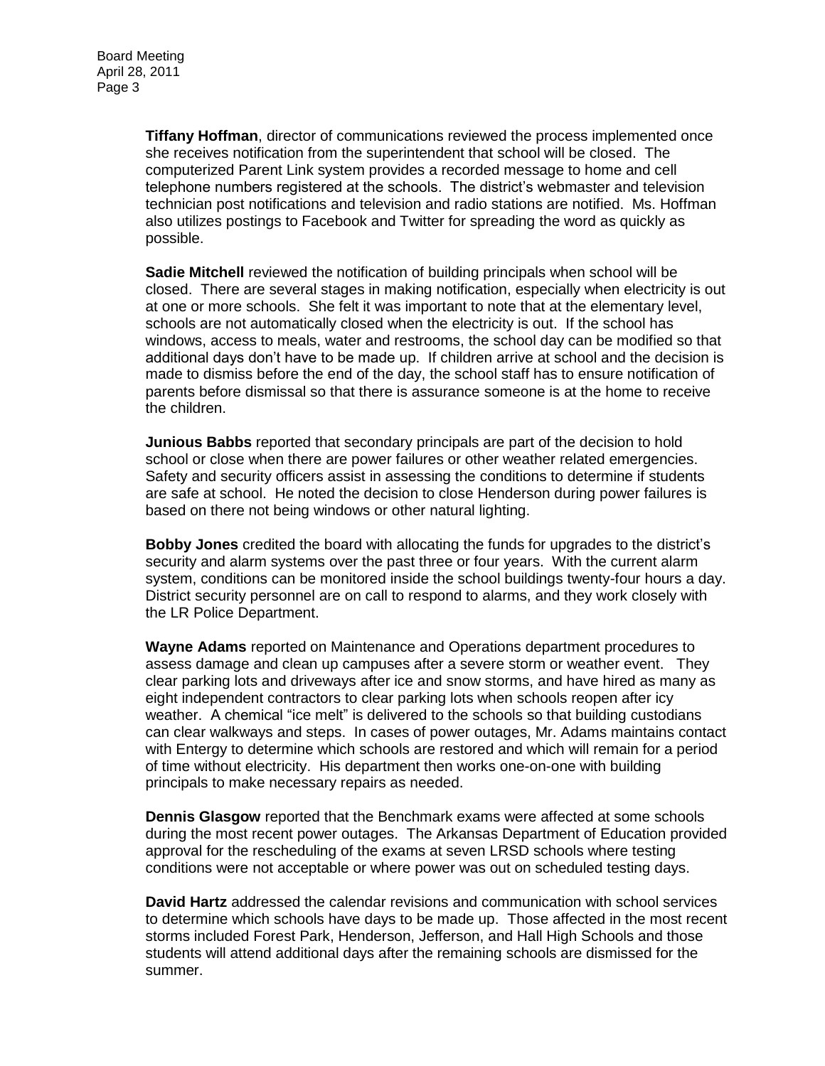**Tiffany Hoffman**, director of communications reviewed the process implemented once she receives notification from the superintendent that school will be closed. The computerized Parent Link system provides a recorded message to home and cell telephone numbers registered at the schools. The district's webmaster and television technician post notifications and television and radio stations are notified. Ms. Hoffman also utilizes postings to Facebook and Twitter for spreading the word as quickly as possible.

**Sadie Mitchell** reviewed the notification of building principals when school will be closed. There are several stages in making notification, especially when electricity is out at one or more schools. She felt it was important to note that at the elementary level, schools are not automatically closed when the electricity is out. If the school has windows, access to meals, water and restrooms, the school day can be modified so that additional days don't have to be made up. If children arrive at school and the decision is made to dismiss before the end of the day, the school staff has to ensure notification of parents before dismissal so that there is assurance someone is at the home to receive the children.

**Junious Babbs** reported that secondary principals are part of the decision to hold school or close when there are power failures or other weather related emergencies. Safety and security officers assist in assessing the conditions to determine if students are safe at school. He noted the decision to close Henderson during power failures is based on there not being windows or other natural lighting.

**Bobby Jones** credited the board with allocating the funds for upgrades to the district's security and alarm systems over the past three or four years. With the current alarm system, conditions can be monitored inside the school buildings twenty-four hours a day. District security personnel are on call to respond to alarms, and they work closely with the LR Police Department.

**Wayne Adams** reported on Maintenance and Operations department procedures to assess damage and clean up campuses after a severe storm or weather event. They clear parking lots and driveways after ice and snow storms, and have hired as many as eight independent contractors to clear parking lots when schools reopen after icy weather. A chemical "ice melt" is delivered to the schools so that building custodians can clear walkways and steps. In cases of power outages, Mr. Adams maintains contact with Entergy to determine which schools are restored and which will remain for a period of time without electricity. His department then works one-on-one with building principals to make necessary repairs as needed.

**Dennis Glasgow** reported that the Benchmark exams were affected at some schools during the most recent power outages. The Arkansas Department of Education provided approval for the rescheduling of the exams at seven LRSD schools where testing conditions were not acceptable or where power was out on scheduled testing days.

**David Hartz** addressed the calendar revisions and communication with school services to determine which schools have days to be made up. Those affected in the most recent storms included Forest Park, Henderson, Jefferson, and Hall High Schools and those students will attend additional days after the remaining schools are dismissed for the summer.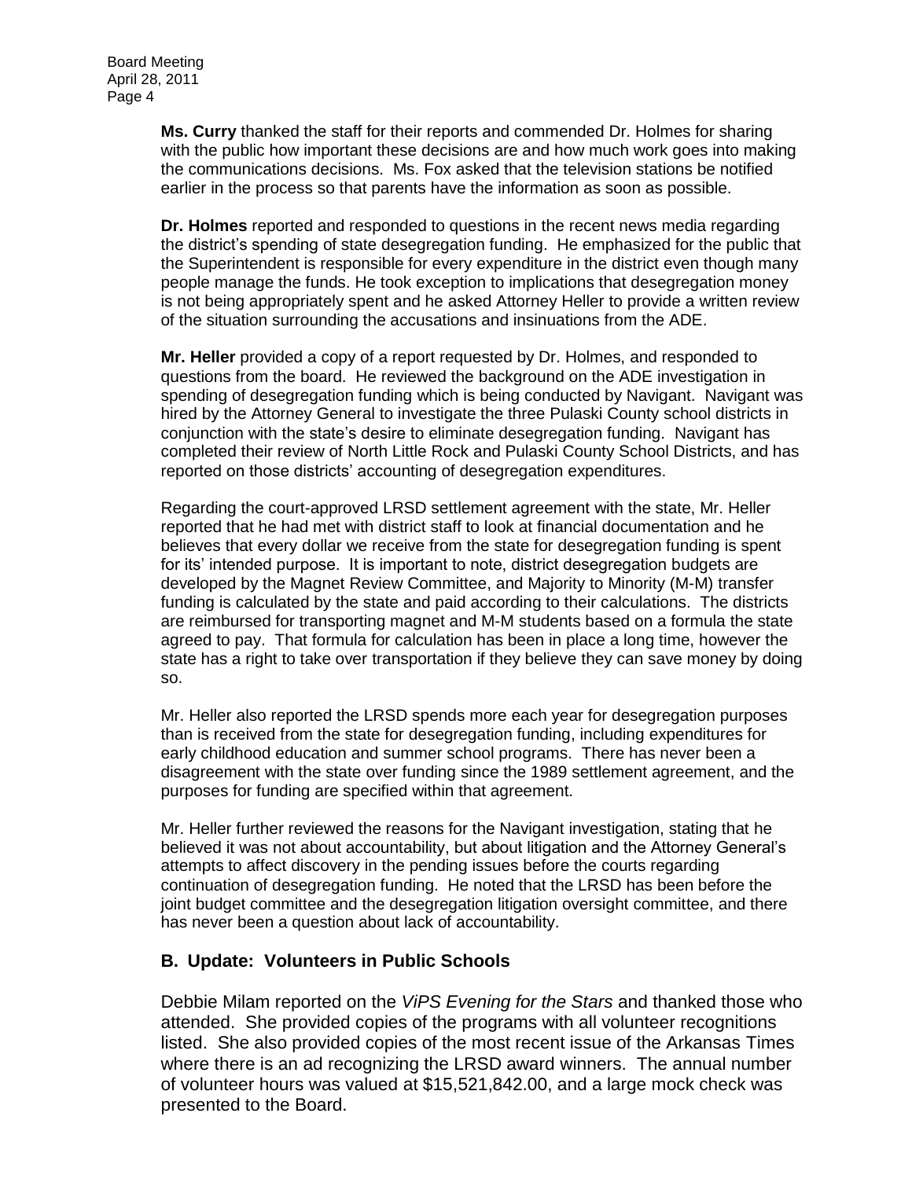**Ms. Curry** thanked the staff for their reports and commended Dr. Holmes for sharing with the public how important these decisions are and how much work goes into making the communications decisions. Ms. Fox asked that the television stations be notified earlier in the process so that parents have the information as soon as possible.

**Dr. Holmes** reported and responded to questions in the recent news media regarding the district's spending of state desegregation funding. He emphasized for the public that the Superintendent is responsible for every expenditure in the district even though many people manage the funds. He took exception to implications that desegregation money is not being appropriately spent and he asked Attorney Heller to provide a written review of the situation surrounding the accusations and insinuations from the ADE.

**Mr. Heller** provided a copy of a report requested by Dr. Holmes, and responded to questions from the board. He reviewed the background on the ADE investigation in spending of desegregation funding which is being conducted by Navigant. Navigant was hired by the Attorney General to investigate the three Pulaski County school districts in conjunction with the state's desire to eliminate desegregation funding. Navigant has completed their review of North Little Rock and Pulaski County School Districts, and has reported on those districts' accounting of desegregation expenditures.

Regarding the court-approved LRSD settlement agreement with the state, Mr. Heller reported that he had met with district staff to look at financial documentation and he believes that every dollar we receive from the state for desegregation funding is spent for its' intended purpose. It is important to note, district desegregation budgets are developed by the Magnet Review Committee, and Majority to Minority (M-M) transfer funding is calculated by the state and paid according to their calculations. The districts are reimbursed for transporting magnet and M-M students based on a formula the state agreed to pay. That formula for calculation has been in place a long time, however the state has a right to take over transportation if they believe they can save money by doing so.

Mr. Heller also reported the LRSD spends more each year for desegregation purposes than is received from the state for desegregation funding, including expenditures for early childhood education and summer school programs. There has never been a disagreement with the state over funding since the 1989 settlement agreement, and the purposes for funding are specified within that agreement.

Mr. Heller further reviewed the reasons for the Navigant investigation, stating that he believed it was not about accountability, but about litigation and the Attorney General's attempts to affect discovery in the pending issues before the courts regarding continuation of desegregation funding. He noted that the LRSD has been before the joint budget committee and the desegregation litigation oversight committee, and there has never been a question about lack of accountability.

## B. Update: Volunteers in Public Schools

Debbie Milam reported on the *ViPS Evening for the Stars* and thanked those who attended. She provided copies of the programs with all volunteer recognitions listed. She also provided copies of the most recent issue of the Arkansas Times where there is an ad recognizing the LRSD award winners. The annual number of volunteer hours was valued at $15,521,842.00, and a large mock check was presented to the Board.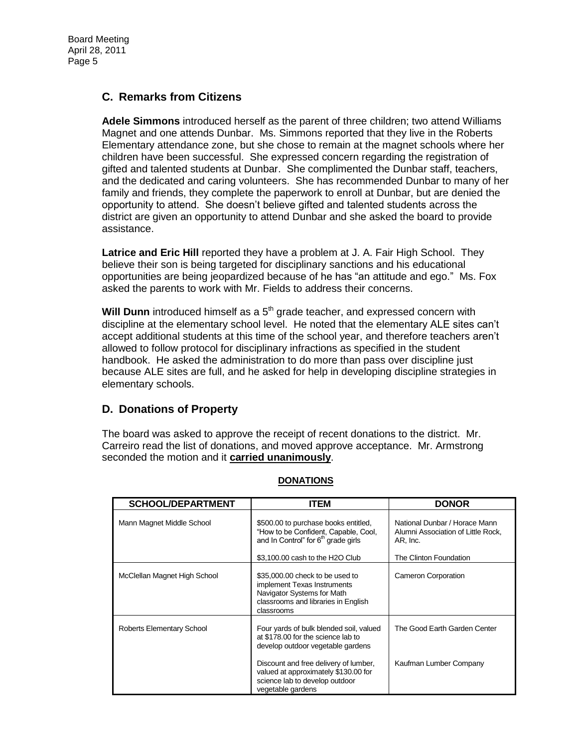## C. Remarks from Citizens

**Adele Simmons** introduced herself as the parent of three children; two attend Williams Magnet and one attends Dunbar. Ms. Simmons reported that they live in the Roberts Elementary attendance zone, but she chose to remain at the magnet schools where her children have been successful. She expressed concern regarding the registration of gifted and talented students at Dunbar. She complimented the Dunbar staff, teachers, and the dedicated and caring volunteers. She has recommended Dunbar to many of her family and friends, they complete the paperwork to enroll at Dunbar, but are denied the opportunity to attend. She doesn't believe gifted and talented students across the district are given an opportunity to attend Dunbar and she asked the board to provide assistance.

**Latrice and Eric Hill** reported they have a problem at J. A. Fair High School. They believe their son is being targeted for disciplinary sanctions and his educational opportunities are being jeopardized because of he has "an attitude and ego." Ms. Fox asked the parents to work with Mr. Fields to address their concerns.

**Will Dunn** introduced himself as a 5th grade teacher, and expressed concern with discipline at the elementary school level. He noted that the elementary ALE sites can't accept additional students at this time of the school year, and therefore teachers aren't allowed to follow protocol for disciplinary infractions as specified in the student handbook. He asked the administration to do more than pass over discipline just because ALE sites are full, and he asked for help in developing discipline strategies in elementary schools.

## D. Donations of Property

The board was asked to approve the receipt of recent donations to the district. Mr. Carreiro read the list of donations, and moved approve acceptance. Mr. Armstrong seconded the motion and it **carried unanimously**.

**DONATIONS**

| SCHOOL/DEPARTMENT | ITEM | DONOR |
|---|---|---|
| Mann Magnet Middle School | $500.00 to purchase books entitled, "How to be Confident, Capable, Cool, and In Control" for 6th grade girls | National Dunbar / Horace Mann Alumni Association of Little Rock, AR, Inc. |
| | $3,100.00 cash to the H2O Club | The Clinton Foundation |
| McClellan Magnet High School | $35,000.00 check to be used to implement Texas Instruments Navigator Systems for Math classrooms and libraries in English classrooms | Cameron Corporation |
| Roberts Elementary School | Four yards of bulk blended soil, valued at $178.00 for the science lab to develop outdoor vegetable gardens | The Good Earth Garden Center |
| | Discount and free delivery of lumber, valued at approximately $130.00 for science lab to develop outdoor vegetable gardens | Kaufman Lumber Company |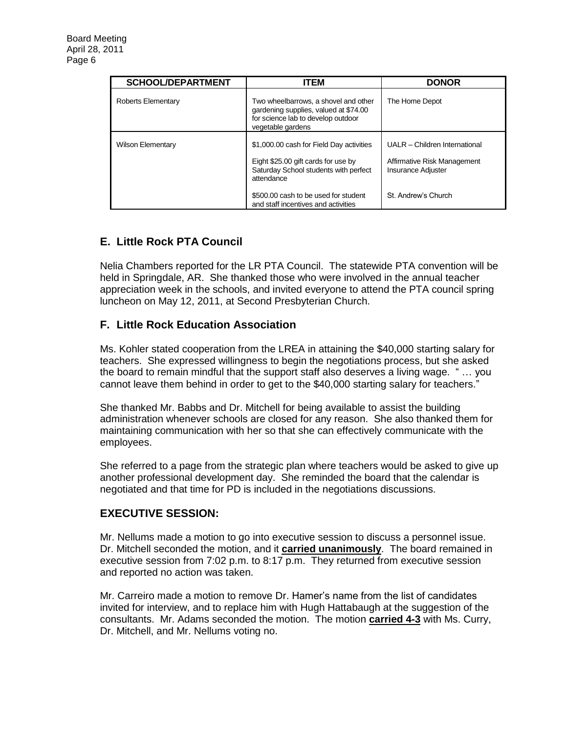| SCHOOL/DEPARTMENT | ITEM | DONOR |
|---|---|---|
| Roberts Elementary | Two wheelbarrows, a shovel and other gardening supplies, valued at $74.00 for science lab to develop outdoor vegetable gardens | The Home Depot |
| Wilson Elementary | $1,000.00 cash for Field Day activities | UALR – Children International |
| | Eight $25.00 gift cards for use by Saturday School students with perfect attendance | Affirmative Risk Management Insurance Adjuster |
| | $500.00 cash to be used for student and staff incentives and activities | St. Andrew's Church |

## E. Little Rock PTA Council

Nelia Chambers reported for the LR PTA Council. The statewide PTA convention will be held in Springdale, AR. She thanked those who were involved in the annual teacher appreciation week in the schools, and invited everyone to attend the PTA council spring luncheon on May 12, 2011, at Second Presbyterian Church.

## F. Little Rock Education Association

Ms. Kohler stated cooperation from the LREA in attaining the $40,000 starting salary for teachers. She expressed willingness to begin the negotiations process, but she asked the board to remain mindful that the support staff also deserves a living wage. " … you cannot leave them behind in order to get to the $40,000 starting salary for teachers."

She thanked Mr. Babbs and Dr. Mitchell for being available to assist the building administration whenever schools are closed for any reason. She also thanked them for maintaining communication with her so that she can effectively communicate with the employees.

She referred to a page from the strategic plan where teachers would be asked to give up another professional development day. She reminded the board that the calendar is negotiated and that time for PD is included in the negotiations discussions.

## EXECUTIVE SESSION:

Mr. Nellums made a motion to go into executive session to discuss a personnel issue. Dr. Mitchell seconded the motion, and it **carried unanimously**. The board remained in executive session from 7:02 p.m. to 8:17 p.m. They returned from executive session and reported no action was taken.

Mr. Carreiro made a motion to remove Dr. Hamer's name from the list of candidates invited for interview, and to replace him with Hugh Hattabaugh at the suggestion of the consultants. Mr. Adams seconded the motion. The motion **carried 4-3** with Ms. Curry, Dr. Mitchell, and Mr. Nellums voting no.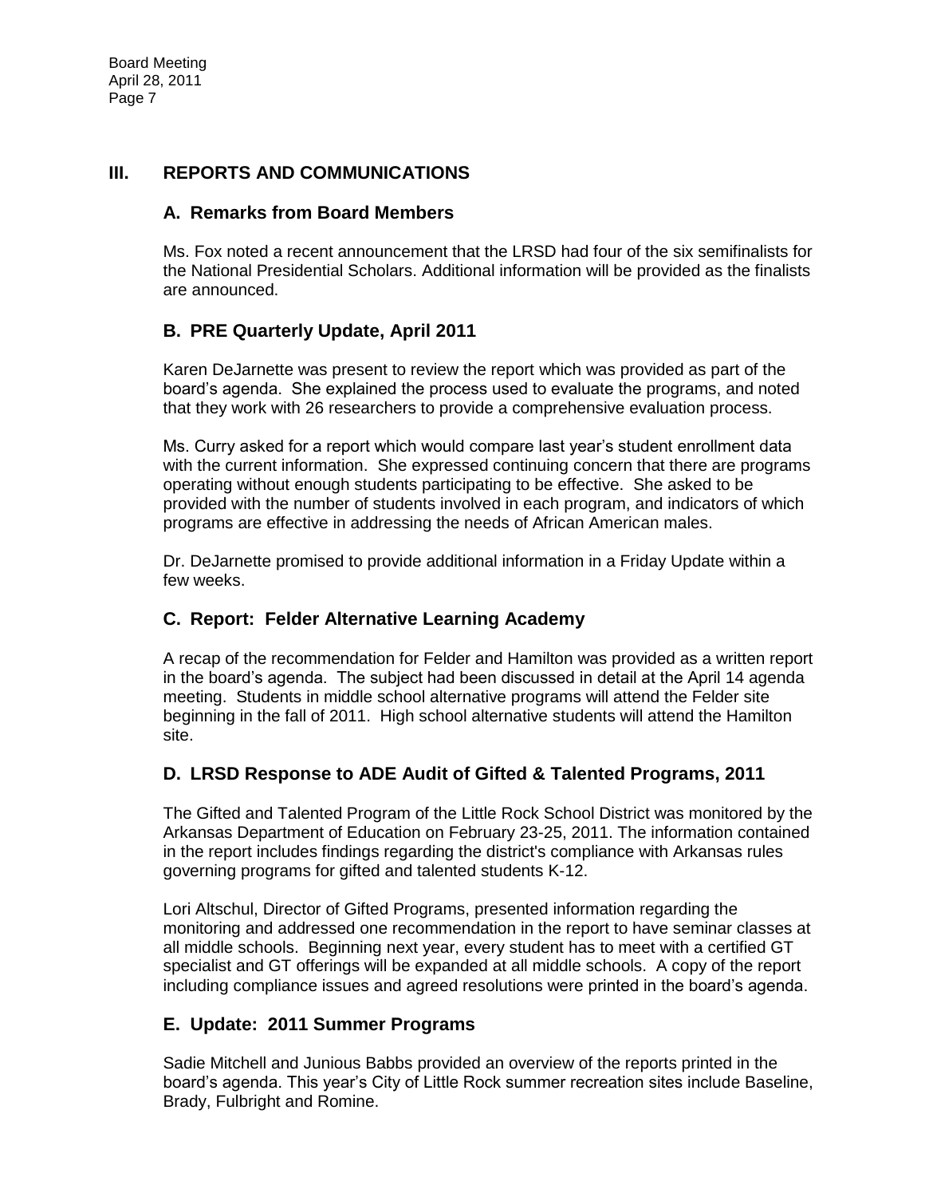## III. REPORTS AND COMMUNICATIONS

### A. Remarks from Board Members

Ms. Fox noted a recent announcement that the LRSD had four of the six semifinalists for the National Presidential Scholars. Additional information will be provided as the finalists are announced.

### B. PRE Quarterly Update, April 2011

Karen DeJarnette was present to review the report which was provided as part of the board's agenda. She explained the process used to evaluate the programs, and noted that they work with 26 researchers to provide a comprehensive evaluation process.

Ms. Curry asked for a report which would compare last year's student enrollment data with the current information. She expressed continuing concern that there are programs operating without enough students participating to be effective. She asked to be provided with the number of students involved in each program, and indicators of which programs are effective in addressing the needs of African American males.

Dr. DeJarnette promised to provide additional information in a Friday Update within a few weeks.

### C. Report: Felder Alternative Learning Academy

A recap of the recommendation for Felder and Hamilton was provided as a written report in the board's agenda. The subject had been discussed in detail at the April 14 agenda meeting. Students in middle school alternative programs will attend the Felder site beginning in the fall of 2011. High school alternative students will attend the Hamilton site.

### D. LRSD Response to ADE Audit of Gifted & Talented Programs, 2011

The Gifted and Talented Program of the Little Rock School District was monitored by the Arkansas Department of Education on February 23-25, 2011. The information contained in the report includes findings regarding the district's compliance with Arkansas rules governing programs for gifted and talented students K-12.

Lori Altschul, Director of Gifted Programs, presented information regarding the monitoring and addressed one recommendation in the report to have seminar classes at all middle schools. Beginning next year, every student has to meet with a certified GT specialist and GT offerings will be expanded at all middle schools. A copy of the report including compliance issues and agreed resolutions were printed in the board's agenda.

### E. Update: 2011 Summer Programs

Sadie Mitchell and Junious Babbs provided an overview of the reports printed in the board's agenda. This year's City of Little Rock summer recreation sites include Baseline, Brady, Fulbright and Romine.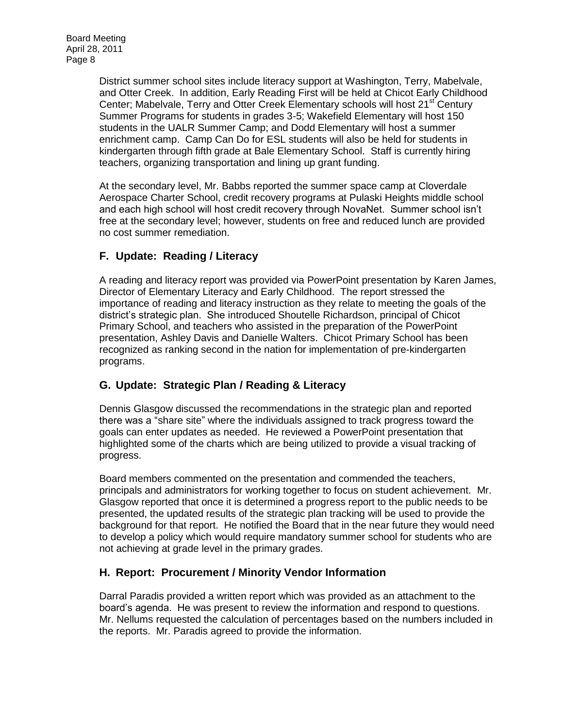District summer school sites include literacy support at Washington, Terry, Mabelvale, and Otter Creek. In addition, Early Reading First will be held at Chicot Early Childhood Center; Mabelvale, Terry and Otter Creek Elementary schools will host 21st Century Summer Programs for students in grades 3-5; Wakefield Elementary will host 150 students in the UALR Summer Camp; and Dodd Elementary will host a summer enrichment camp. Camp Can Do for ESL students will also be held for students in kindergarten through fifth grade at Bale Elementary School. Staff is currently hiring teachers, organizing transportation and lining up grant funding.

At the secondary level, Mr. Babbs reported the summer space camp at Cloverdale Aerospace Charter School, credit recovery programs at Pulaski Heights middle school and each high school will host credit recovery through NovaNet. Summer school isn't free at the secondary level; however, students on free and reduced lunch are provided no cost summer remediation.

## F. Update: Reading / Literacy

A reading and literacy report was provided via PowerPoint presentation by Karen James, Director of Elementary Literacy and Early Childhood. The report stressed the importance of reading and literacy instruction as they relate to meeting the goals of the district's strategic plan. She introduced Shoutelle Richardson, principal of Chicot Primary School, and teachers who assisted in the preparation of the PowerPoint presentation, Ashley Davis and Danielle Walters. Chicot Primary School has been recognized as ranking second in the nation for implementation of pre-kindergarten programs.

## G. Update: Strategic Plan / Reading & Literacy

Dennis Glasgow discussed the recommendations in the strategic plan and reported there was a "share site" where the individuals assigned to track progress toward the goals can enter updates as needed. He reviewed a PowerPoint presentation that highlighted some of the charts which are being utilized to provide a visual tracking of progress.

Board members commented on the presentation and commended the teachers, principals and administrators for working together to focus on student achievement. Mr. Glasgow reported that once it is determined a progress report to the public needs to be presented, the updated results of the strategic plan tracking will be used to provide the background for that report. He notified the Board that in the near future they would need to develop a policy which would require mandatory summer school for students who are not achieving at grade level in the primary grades.

## H. Report: Procurement / Minority Vendor Information

Darral Paradis provided a written report which was provided as an attachment to the board's agenda. He was present to review the information and respond to questions. Mr. Nellums requested the calculation of percentages based on the numbers included in the reports. Mr. Paradis agreed to provide the information.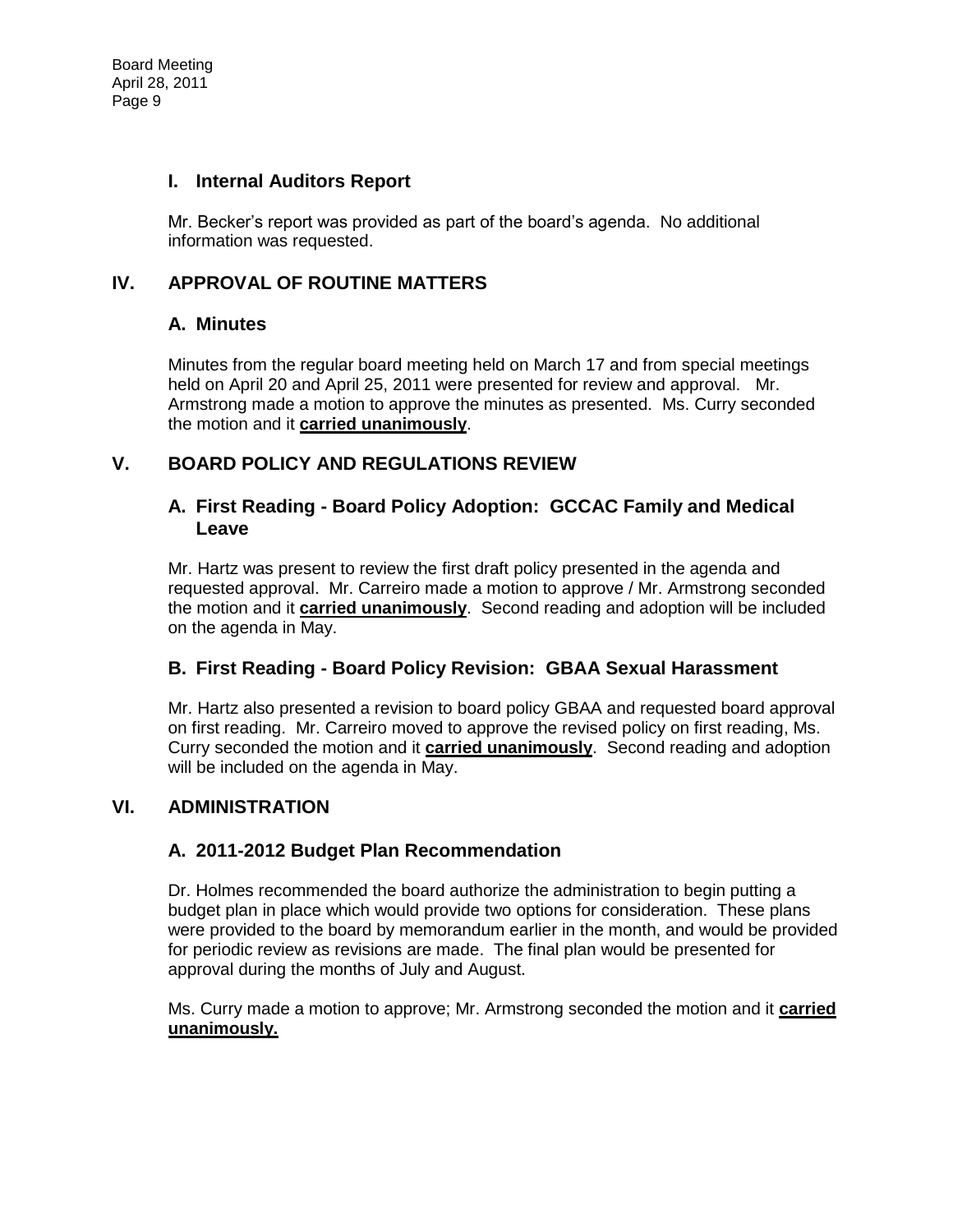### I. Internal Auditors Report

Mr. Becker's report was provided as part of the board's agenda. No additional information was requested.

## IV. APPROVAL OF ROUTINE MATTERS

### A. Minutes

Minutes from the regular board meeting held on March 17 and from special meetings held on April 20 and April 25, 2011 were presented for review and approval. Mr. Armstrong made a motion to approve the minutes as presented. Ms. Curry seconded the motion and it **carried unanimously**.

## V. BOARD POLICY AND REGULATIONS REVIEW

### A. First Reading - Board Policy Adoption: GCCAC Family and Medical Leave

Mr. Hartz was present to review the first draft policy presented in the agenda and requested approval. Mr. Carreiro made a motion to approve / Mr. Armstrong seconded the motion and it **carried unanimously**. Second reading and adoption will be included on the agenda in May.

### B. First Reading - Board Policy Revision: GBAA Sexual Harassment

Mr. Hartz also presented a revision to board policy GBAA and requested board approval on first reading. Mr. Carreiro moved to approve the revised policy on first reading, Ms. Curry seconded the motion and it **carried unanimously**. Second reading and adoption will be included on the agenda in May.

## VI. ADMINISTRATION

### A. 2011-2012 Budget Plan Recommendation

Dr. Holmes recommended the board authorize the administration to begin putting a budget plan in place which would provide two options for consideration. These plans were provided to the board by memorandum earlier in the month, and would be provided for periodic review as revisions are made. The final plan would be presented for approval during the months of July and August.

Ms. Curry made a motion to approve; Mr. Armstrong seconded the motion and it **carried unanimously.**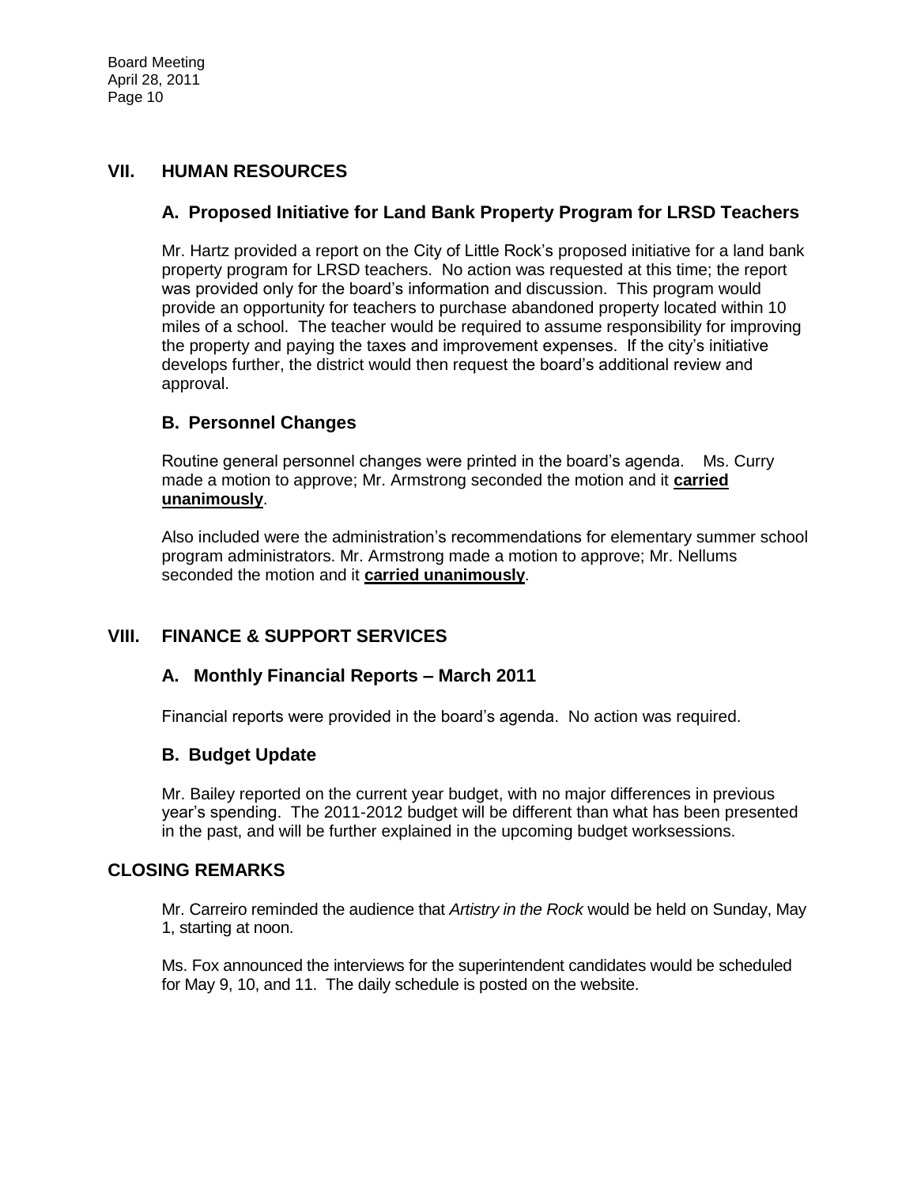## VII. HUMAN RESOURCES

### A. Proposed Initiative for Land Bank Property Program for LRSD Teachers

Mr. Hartz provided a report on the City of Little Rock's proposed initiative for a land bank property program for LRSD teachers. No action was requested at this time; the report was provided only for the board's information and discussion. This program would provide an opportunity for teachers to purchase abandoned property located within 10 miles of a school. The teacher would be required to assume responsibility for improving the property and paying the taxes and improvement expenses. If the city's initiative develops further, the district would then request the board's additional review and approval.

### B. Personnel Changes

Routine general personnel changes were printed in the board's agenda. Ms. Curry made a motion to approve; Mr. Armstrong seconded the motion and it **carried unanimously**.

Also included were the administration's recommendations for elementary summer school program administrators. Mr. Armstrong made a motion to approve; Mr. Nellums seconded the motion and it **carried unanimously**.

## VIII. FINANCE & SUPPORT SERVICES

### A. Monthly Financial Reports – March 2011

Financial reports were provided in the board's agenda. No action was required.

### B. Budget Update

Mr. Bailey reported on the current year budget, with no major differences in previous year's spending. The 2011-2012 budget will be different than what has been presented in the past, and will be further explained in the upcoming budget worksessions.

## CLOSING REMARKS

Mr. Carreiro reminded the audience that *Artistry in the Rock* would be held on Sunday, May 1, starting at noon.

Ms. Fox announced the interviews for the superintendent candidates would be scheduled for May 9, 10, and 11. The daily schedule is posted on the website.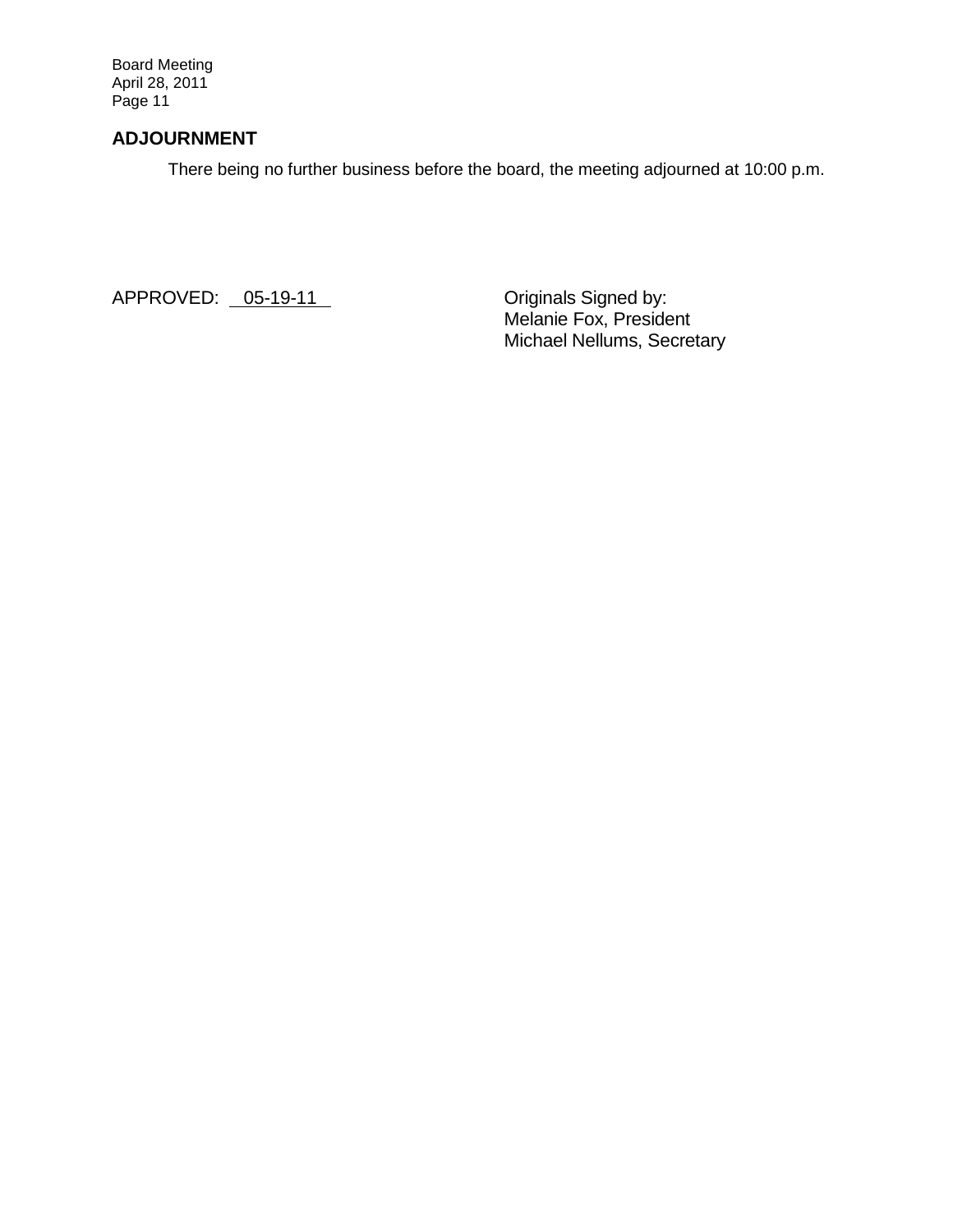## ADJOURNMENT

There being no further business before the board, the meeting adjourned at 10:00 p.m.

APPROVED: 05-19-11

Originals Signed by:
Melanie Fox, President
Michael Nellums, Secretary